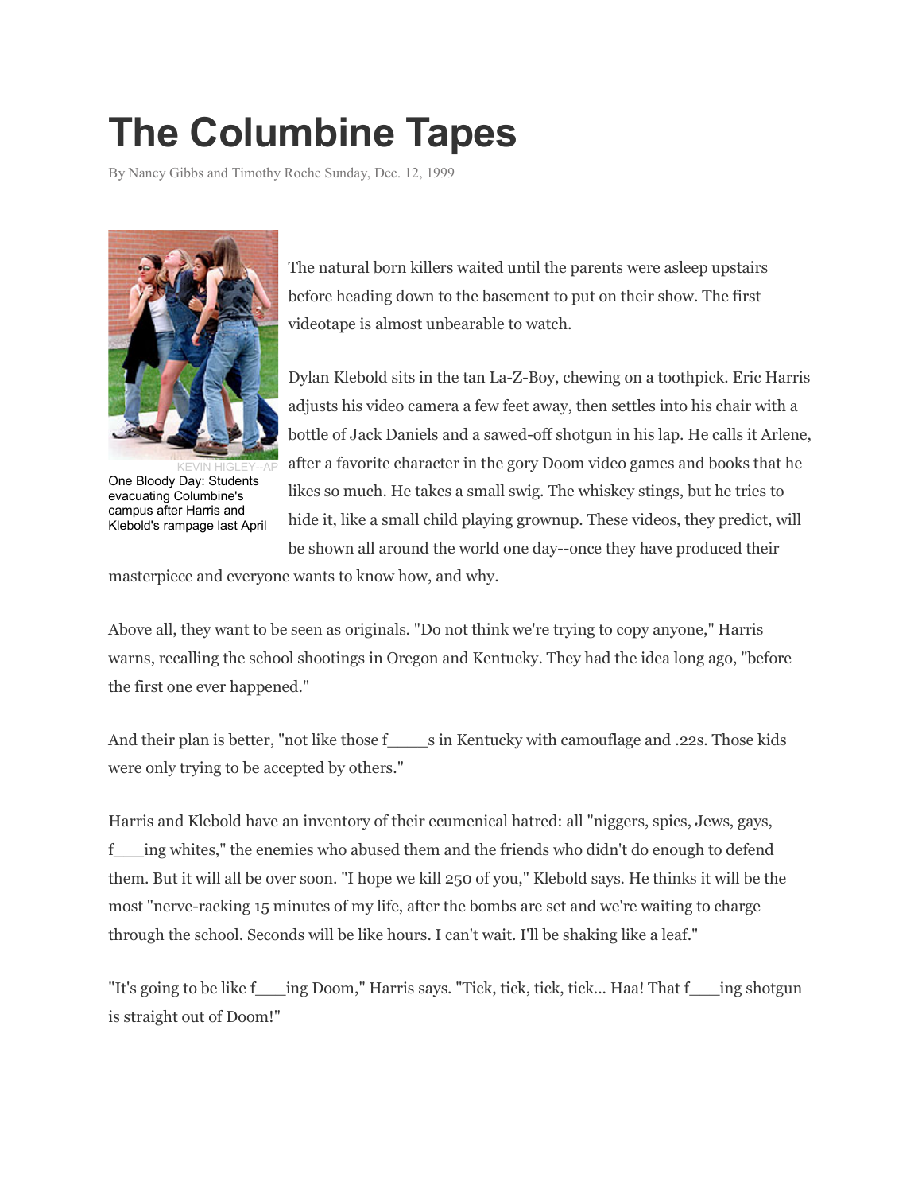# The Columbine Tapes

By Nancy Gibbs and Timothy Roche Sunday, Dec. 12, 1999

KEVIN HIGLEY--AP

One Bloody Day: Students evacuating Columbine's campus after Harris and Klebold's rampage last April

The natural born killers waited until the parents were asleep upstairs before heading down to the basement to put on their show. The first videotape is almost unbearable to watch.

Dylan Klebold sits in the tan La-Z-Boy, chewing on a toothpick. Eric Harris adjusts his video camera a few feet away, then settles into his chair with a bottle of Jack Daniels and a sawed-off shotgun in his lap. He calls it Arlene, after a favorite character in the gory Doom video games and books that he likes so much. He takes a small swig. The whiskey stings, but he tries to hide it, like a small child playing grownup. These videos, they predict, will be shown all around the world one day--once they have produced their masterpiece and everyone wants to know how, and why.

Above all, they want to be seen as originals. "Do not think we're trying to copy anyone," Harris warns, recalling the school shootings in Oregon and Kentucky. They had the idea long ago, "before the first one ever happened."

And their plan is better, "not like those f____s in Kentucky with camouflage and .22s. Those kids were only trying to be accepted by others."

Harris and Klebold have an inventory of their ecumenical hatred: all "niggers, spics, Jews, gays, f___ing whites," the enemies who abused them and the friends who didn't do enough to defend them. But it will all be over soon. "I hope we kill 250 of you," Klebold says. He thinks it will be the most "nerve-racking 15 minutes of my life, after the bombs are set and we're waiting to charge through the school. Seconds will be like hours. I can't wait. I'll be shaking like a leaf."

"It's going to be like f___ing Doom," Harris says. "Tick, tick, tick, tick... Haa! That f___ing shotgun is straight out of Doom!"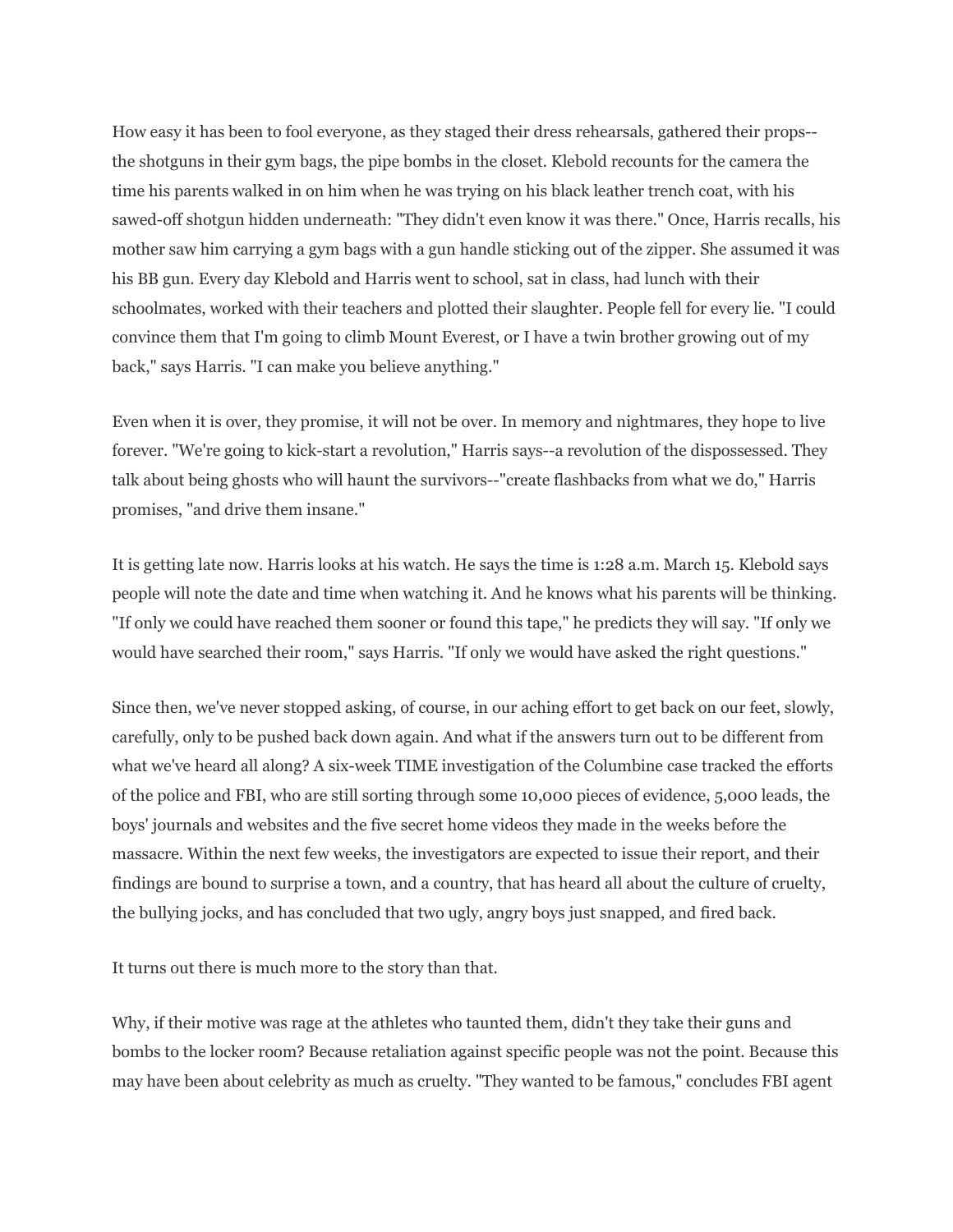How easy it has been to fool everyone, as they staged their dress rehearsals, gathered their props--the shotguns in their gym bags, the pipe bombs in the closet. Klebold recounts for the camera the time his parents walked in on him when he was trying on his black leather trench coat, with his sawed-off shotgun hidden underneath: "They didn't even know it was there." Once, Harris recalls, his mother saw him carrying a gym bags with a gun handle sticking out of the zipper. She assumed it was his BB gun. Every day Klebold and Harris went to school, sat in class, had lunch with their schoolmates, worked with their teachers and plotted their slaughter. People fell for every lie. "I could convince them that I'm going to climb Mount Everest, or I have a twin brother growing out of my back," says Harris. "I can make you believe anything."

Even when it is over, they promise, it will not be over. In memory and nightmares, they hope to live forever. "We're going to kick-start a revolution," Harris says--a revolution of the dispossessed. They talk about being ghosts who will haunt the survivors--"create flashbacks from what we do," Harris promises, "and drive them insane."

It is getting late now. Harris looks at his watch. He says the time is 1:28 a.m. March 15. Klebold says people will note the date and time when watching it. And he knows what his parents will be thinking. "If only we could have reached them sooner or found this tape," he predicts they will say. "If only we would have searched their room," says Harris. "If only we would have asked the right questions."

Since then, we've never stopped asking, of course, in our aching effort to get back on our feet, slowly, carefully, only to be pushed back down again. And what if the answers turn out to be different from what we've heard all along? A six-week TIME investigation of the Columbine case tracked the efforts of the police and FBI, who are still sorting through some 10,000 pieces of evidence, 5,000 leads, the boys' journals and websites and the five secret home videos they made in the weeks before the massacre. Within the next few weeks, the investigators are expected to issue their report, and their findings are bound to surprise a town, and a country, that has heard all about the culture of cruelty, the bullying jocks, and has concluded that two ugly, angry boys just snapped, and fired back.

It turns out there is much more to the story than that.

Why, if their motive was rage at the athletes who taunted them, didn't they take their guns and bombs to the locker room? Because retaliation against specific people was not the point. Because this may have been about celebrity as much as cruelty. "They wanted to be famous," concludes FBI agent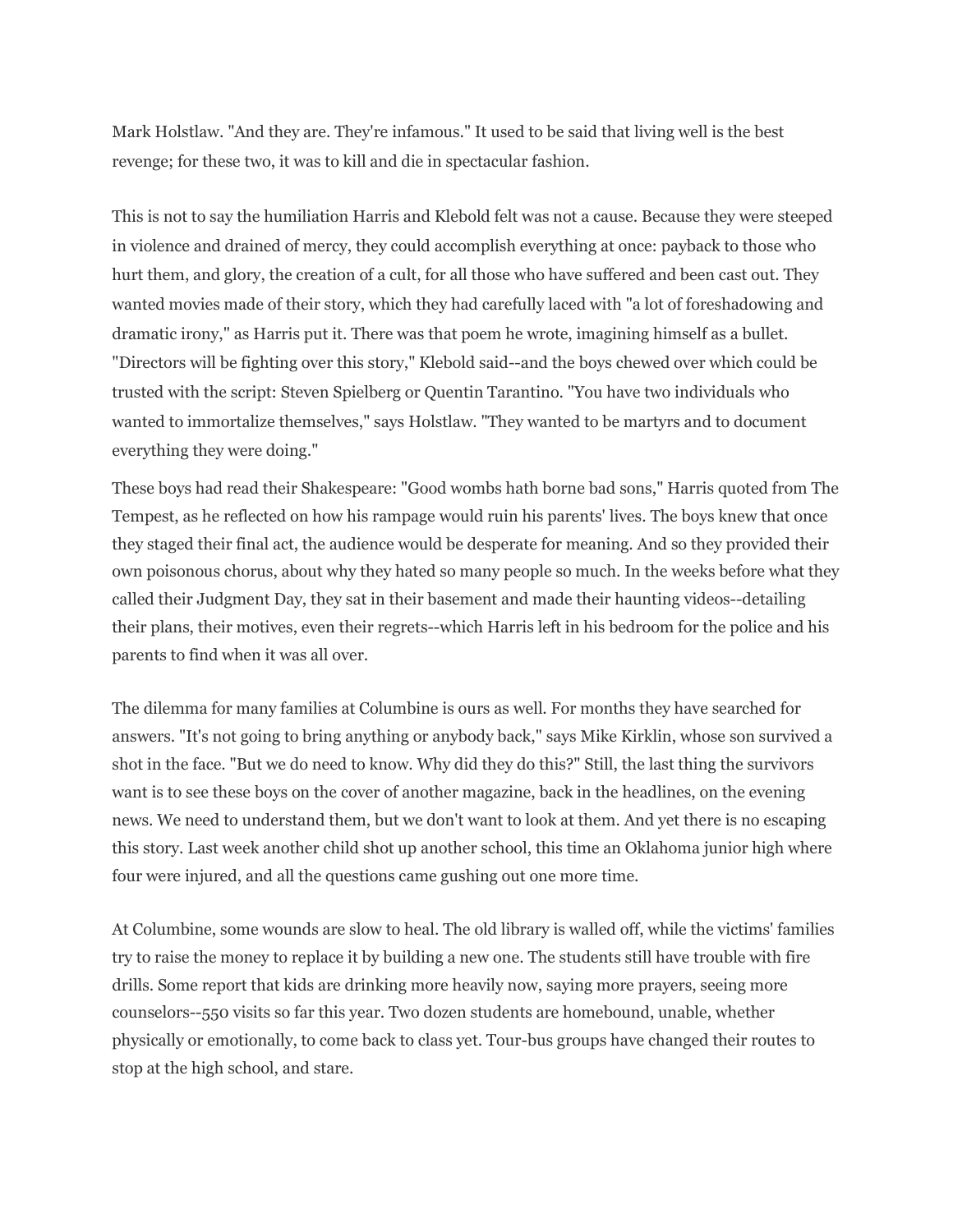Mark Holstlaw. "And they are. They're infamous." It used to be said that living well is the best revenge; for these two, it was to kill and die in spectacular fashion.

This is not to say the humiliation Harris and Klebold felt was not a cause. Because they were steeped in violence and drained of mercy, they could accomplish everything at once: payback to those who hurt them, and glory, the creation of a cult, for all those who have suffered and been cast out. They wanted movies made of their story, which they had carefully laced with "a lot of foreshadowing and dramatic irony," as Harris put it. There was that poem he wrote, imagining himself as a bullet. "Directors will be fighting over this story," Klebold said--and the boys chewed over which could be trusted with the script: Steven Spielberg or Quentin Tarantino. "You have two individuals who wanted to immortalize themselves," says Holstlaw. "They wanted to be martyrs and to document everything they were doing."

These boys had read their Shakespeare: "Good wombs hath borne bad sons," Harris quoted from The Tempest, as he reflected on how his rampage would ruin his parents' lives. The boys knew that once they staged their final act, the audience would be desperate for meaning. And so they provided their own poisonous chorus, about why they hated so many people so much. In the weeks before what they called their Judgment Day, they sat in their basement and made their haunting videos--detailing their plans, their motives, even their regrets--which Harris left in his bedroom for the police and his parents to find when it was all over.

The dilemma for many families at Columbine is ours as well. For months they have searched for answers. "It's not going to bring anything or anybody back," says Mike Kirklin, whose son survived a shot in the face. "But we do need to know. Why did they do this?" Still, the last thing the survivors want is to see these boys on the cover of another magazine, back in the headlines, on the evening news. We need to understand them, but we don't want to look at them. And yet there is no escaping this story. Last week another child shot up another school, this time an Oklahoma junior high where four were injured, and all the questions came gushing out one more time.

At Columbine, some wounds are slow to heal. The old library is walled off, while the victims' families try to raise the money to replace it by building a new one. The students still have trouble with fire drills. Some report that kids are drinking more heavily now, saying more prayers, seeing more counselors--550 visits so far this year. Two dozen students are homebound, unable, whether physically or emotionally, to come back to class yet. Tour-bus groups have changed their routes to stop at the high school, and stare.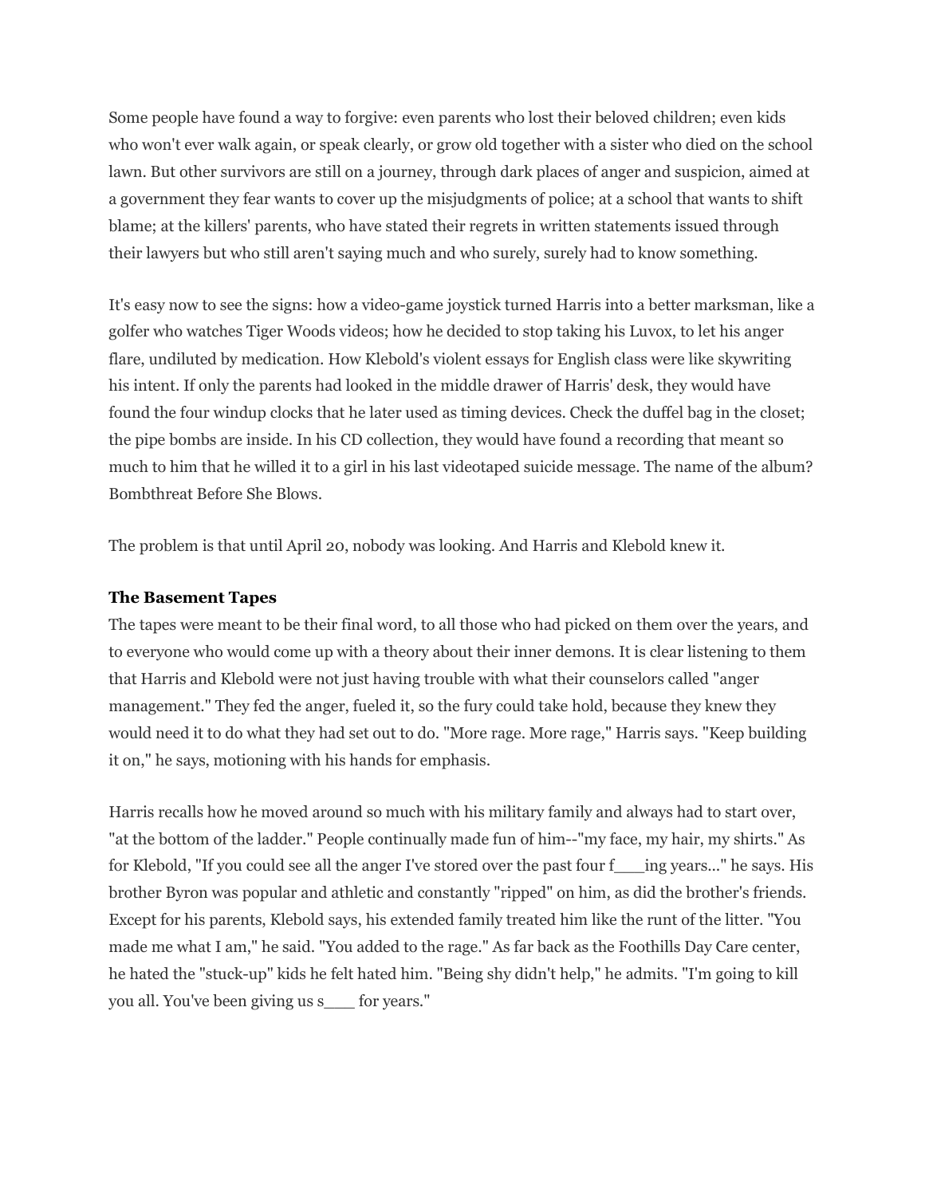Some people have found a way to forgive: even parents who lost their beloved children; even kids who won't ever walk again, or speak clearly, or grow old together with a sister who died on the school lawn. But other survivors are still on a journey, through dark places of anger and suspicion, aimed at a government they fear wants to cover up the misjudgments of police; at a school that wants to shift blame; at the killers' parents, who have stated their regrets in written statements issued through their lawyers but who still aren't saying much and who surely, surely had to know something.

It's easy now to see the signs: how a video-game joystick turned Harris into a better marksman, like a golfer who watches Tiger Woods videos; how he decided to stop taking his Luvox, to let his anger flare, undiluted by medication. How Klebold's violent essays for English class were like skywriting his intent. If only the parents had looked in the middle drawer of Harris' desk, they would have found the four windup clocks that he later used as timing devices. Check the duffel bag in the closet; the pipe bombs are inside. In his CD collection, they would have found a recording that meant so much to him that he willed it to a girl in his last videotaped suicide message. The name of the album? Bombthreat Before She Blows.

The problem is that until April 20, nobody was looking. And Harris and Klebold knew it.

**The Basement Tapes**

The tapes were meant to be their final word, to all those who had picked on them over the years, and to everyone who would come up with a theory about their inner demons. It is clear listening to them that Harris and Klebold were not just having trouble with what their counselors called "anger management." They fed the anger, fueled it, so the fury could take hold, because they knew they would need it to do what they had set out to do. "More rage. More rage," Harris says. "Keep building it on," he says, motioning with his hands for emphasis.

Harris recalls how he moved around so much with his military family and always had to start over, "at the bottom of the ladder." People continually made fun of him--"my face, my hair, my shirts." As for Klebold, "If you could see all the anger I've stored over the past four f___ing years..." he says. His brother Byron was popular and athletic and constantly "ripped" on him, as did the brother's friends. Except for his parents, Klebold says, his extended family treated him like the runt of the litter. "You made me what I am," he said. "You added to the rage." As far back as the Foothills Day Care center, he hated the "stuck-up" kids he felt hated him. "Being shy didn't help," he admits. "I'm going to kill you all. You've been giving us s___ for years."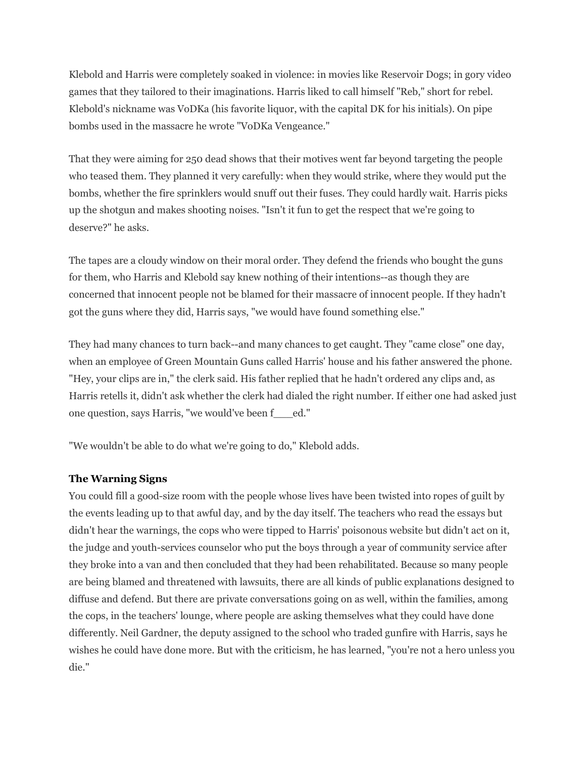Klebold and Harris were completely soaked in violence: in movies like Reservoir Dogs; in gory video games that they tailored to their imaginations. Harris liked to call himself "Reb," short for rebel. Klebold's nickname was VoDKa (his favorite liquor, with the capital DK for his initials). On pipe bombs used in the massacre he wrote "VoDKa Vengeance."

That they were aiming for 250 dead shows that their motives went far beyond targeting the people who teased them. They planned it very carefully: when they would strike, where they would put the bombs, whether the fire sprinklers would snuff out their fuses. They could hardly wait. Harris picks up the shotgun and makes shooting noises. "Isn't it fun to get the respect that we're going to deserve?" he asks.

The tapes are a cloudy window on their moral order. They defend the friends who bought the guns for them, who Harris and Klebold say knew nothing of their intentions--as though they are concerned that innocent people not be blamed for their massacre of innocent people. If they hadn't got the guns where they did, Harris says, "we would have found something else."

They had many chances to turn back--and many chances to get caught. They "came close" one day, when an employee of Green Mountain Guns called Harris' house and his father answered the phone. "Hey, your clips are in," the clerk said. His father replied that he hadn't ordered any clips and, as Harris retells it, didn't ask whether the clerk had dialed the right number. If either one had asked just one question, says Harris, "we would've been f___ed."

"We wouldn't be able to do what we're going to do," Klebold adds.

**The Warning Signs**

You could fill a good-size room with the people whose lives have been twisted into ropes of guilt by the events leading up to that awful day, and by the day itself. The teachers who read the essays but didn't hear the warnings, the cops who were tipped to Harris' poisonous website but didn't act on it, the judge and youth-services counselor who put the boys through a year of community service after they broke into a van and then concluded that they had been rehabilitated. Because so many people are being blamed and threatened with lawsuits, there are all kinds of public explanations designed to diffuse and defend. But there are private conversations going on as well, within the families, among the cops, in the teachers' lounge, where people are asking themselves what they could have done differently. Neil Gardner, the deputy assigned to the school who traded gunfire with Harris, says he wishes he could have done more. But with the criticism, he has learned, "you're not a hero unless you die."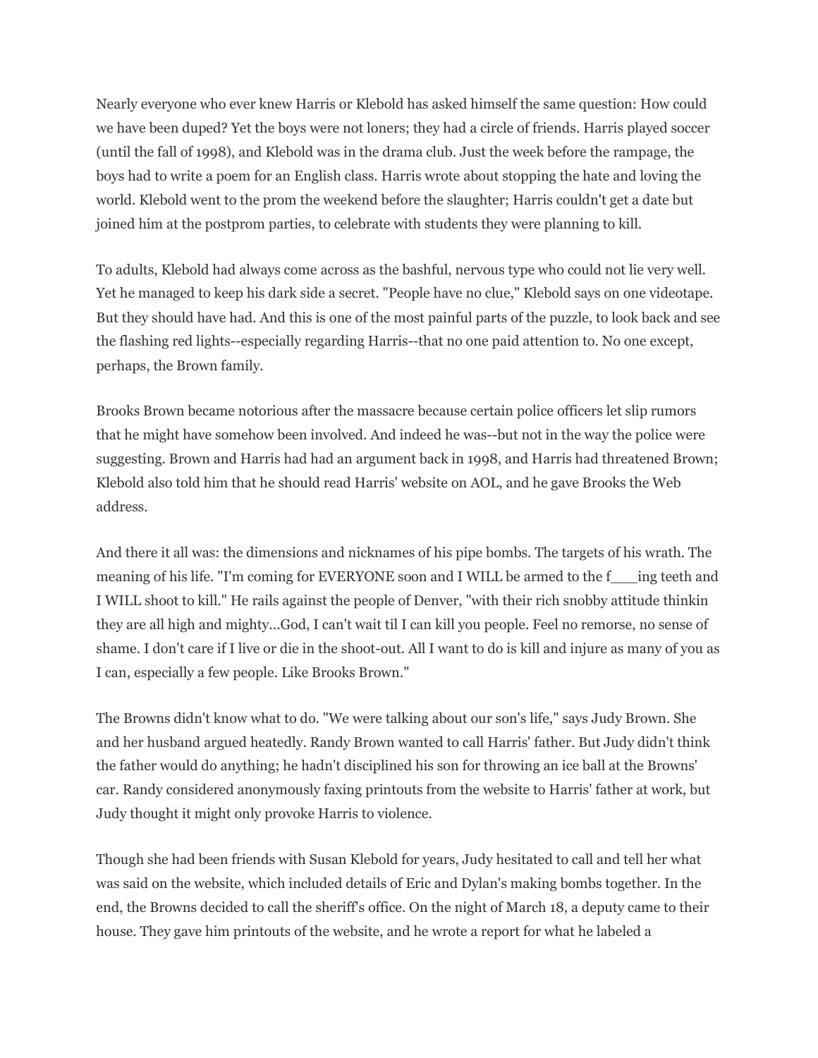Nearly everyone who ever knew Harris or Klebold has asked himself the same question: How could we have been duped? Yet the boys were not loners; they had a circle of friends. Harris played soccer (until the fall of 1998), and Klebold was in the drama club. Just the week before the rampage, the boys had to write a poem for an English class. Harris wrote about stopping the hate and loving the world. Klebold went to the prom the weekend before the slaughter; Harris couldn't get a date but joined him at the postprom parties, to celebrate with students they were planning to kill.

To adults, Klebold had always come across as the bashful, nervous type who could not lie very well. Yet he managed to keep his dark side a secret. "People have no clue," Klebold says on one videotape. But they should have had. And this is one of the most painful parts of the puzzle, to look back and see the flashing red lights--especially regarding Harris--that no one paid attention to. No one except, perhaps, the Brown family.

Brooks Brown became notorious after the massacre because certain police officers let slip rumors that he might have somehow been involved. And indeed he was--but not in the way the police were suggesting. Brown and Harris had had an argument back in 1998, and Harris had threatened Brown; Klebold also told him that he should read Harris' website on AOL, and he gave Brooks the Web address.

And there it all was: the dimensions and nicknames of his pipe bombs. The targets of his wrath. The meaning of his life. "I'm coming for EVERYONE soon and I WILL be armed to the f___ing teeth and I WILL shoot to kill." He rails against the people of Denver, "with their rich snobby attitude thinkin they are all high and mighty...God, I can't wait til I can kill you people. Feel no remorse, no sense of shame. I don't care if I live or die in the shoot-out. All I want to do is kill and injure as many of you as I can, especially a few people. Like Brooks Brown."

The Browns didn't know what to do. "We were talking about our son's life," says Judy Brown. She and her husband argued heatedly. Randy Brown wanted to call Harris' father. But Judy didn't think the father would do anything; he hadn't disciplined his son for throwing an ice ball at the Browns' car. Randy considered anonymously faxing printouts from the website to Harris' father at work, but Judy thought it might only provoke Harris to violence.

Though she had been friends with Susan Klebold for years, Judy hesitated to call and tell her what was said on the website, which included details of Eric and Dylan's making bombs together. In the end, the Browns decided to call the sheriff's office. On the night of March 18, a deputy came to their house. They gave him printouts of the website, and he wrote a report for what he labeled a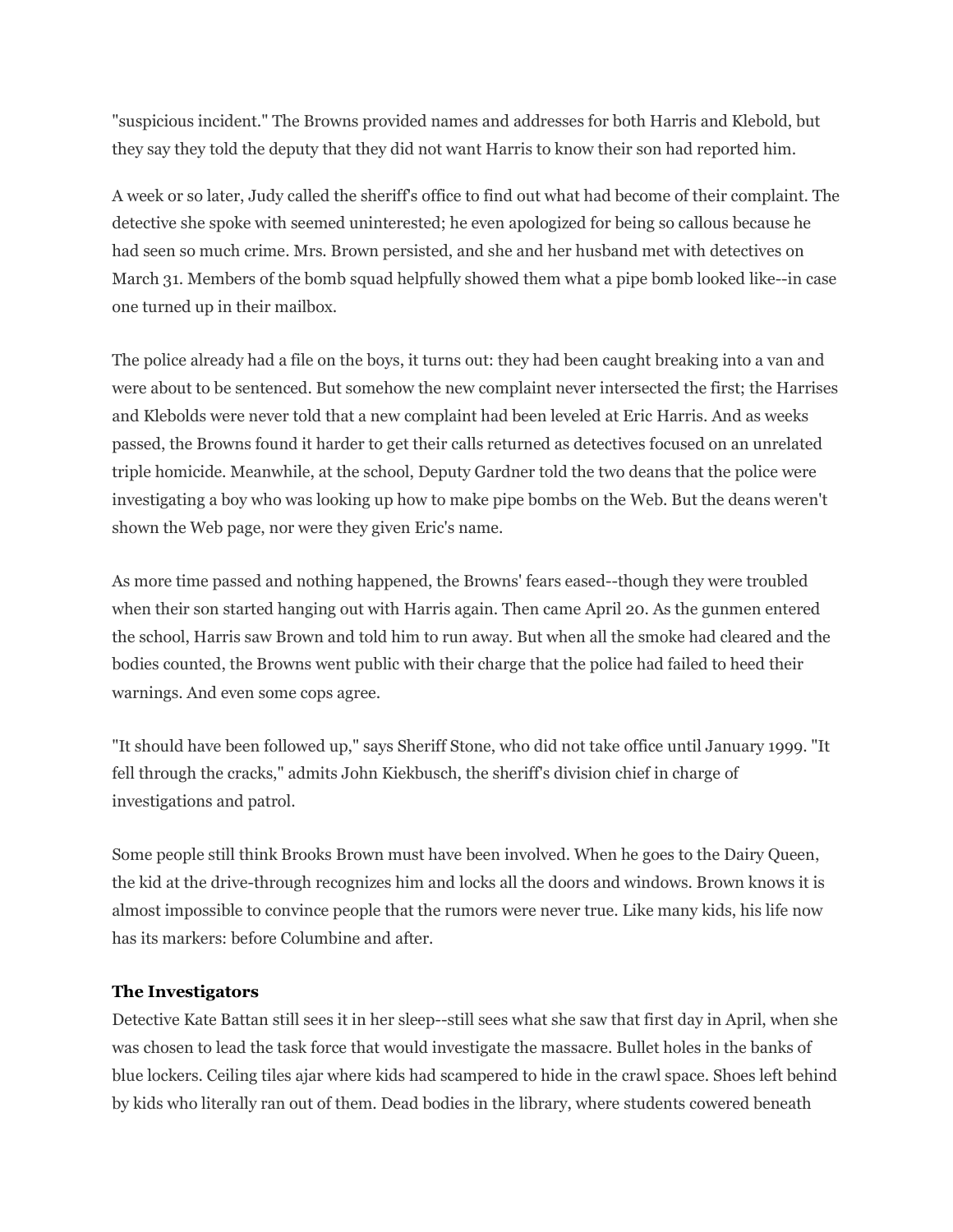"suspicious incident." The Browns provided names and addresses for both Harris and Klebold, but they say they told the deputy that they did not want Harris to know their son had reported him.

A week or so later, Judy called the sheriff's office to find out what had become of their complaint. The detective she spoke with seemed uninterested; he even apologized for being so callous because he had seen so much crime. Mrs. Brown persisted, and she and her husband met with detectives on March 31. Members of the bomb squad helpfully showed them what a pipe bomb looked like--in case one turned up in their mailbox.

The police already had a file on the boys, it turns out: they had been caught breaking into a van and were about to be sentenced. But somehow the new complaint never intersected the first; the Harrises and Klebolds were never told that a new complaint had been leveled at Eric Harris. And as weeks passed, the Browns found it harder to get their calls returned as detectives focused on an unrelated triple homicide. Meanwhile, at the school, Deputy Gardner told the two deans that the police were investigating a boy who was looking up how to make pipe bombs on the Web. But the deans weren't shown the Web page, nor were they given Eric's name.

As more time passed and nothing happened, the Browns' fears eased--though they were troubled when their son started hanging out with Harris again. Then came April 20. As the gunmen entered the school, Harris saw Brown and told him to run away. But when all the smoke had cleared and the bodies counted, the Browns went public with their charge that the police had failed to heed their warnings. And even some cops agree.

"It should have been followed up," says Sheriff Stone, who did not take office until January 1999. "It fell through the cracks," admits John Kiekbusch, the sheriff's division chief in charge of investigations and patrol.

Some people still think Brooks Brown must have been involved. When he goes to the Dairy Queen, the kid at the drive-through recognizes him and locks all the doors and windows. Brown knows it is almost impossible to convince people that the rumors were never true. Like many kids, his life now has its markers: before Columbine and after.

**The Investigators**

Detective Kate Battan still sees it in her sleep--still sees what she saw that first day in April, when she was chosen to lead the task force that would investigate the massacre. Bullet holes in the banks of blue lockers. Ceiling tiles ajar where kids had scampered to hide in the crawl space. Shoes left behind by kids who literally ran out of them. Dead bodies in the library, where students cowered beneath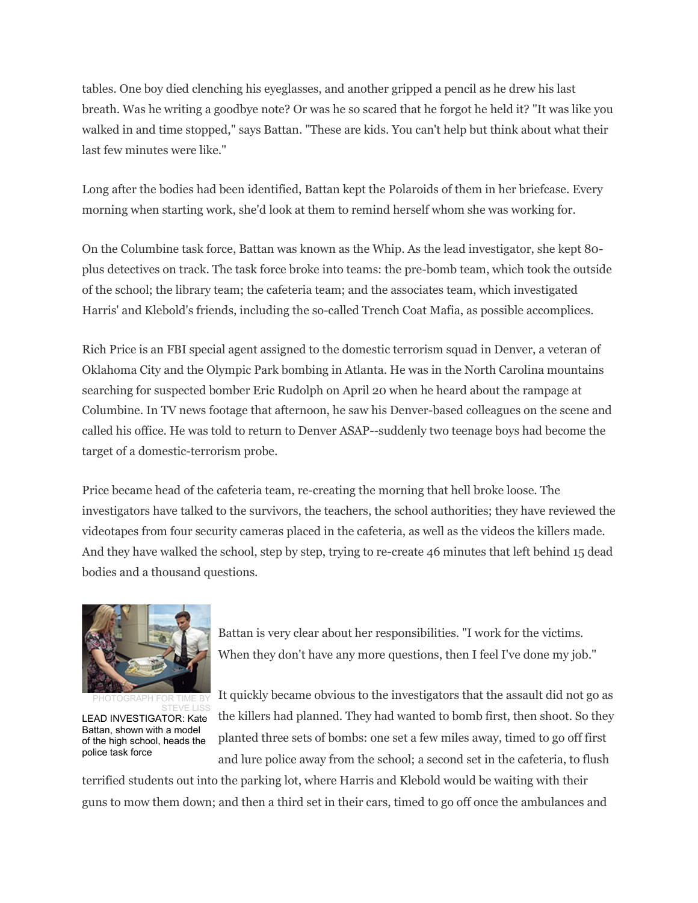tables. One boy died clenching his eyeglasses, and another gripped a pencil as he drew his last breath. Was he writing a goodbye note? Or was he so scared that he forgot he held it? "It was like you walked in and time stopped," says Battan. "These are kids. You can't help but think about what their last few minutes were like."

Long after the bodies had been identified, Battan kept the Polaroids of them in her briefcase. Every morning when starting work, she'd look at them to remind herself whom she was working for.

On the Columbine task force, Battan was known as the Whip. As the lead investigator, she kept 80-plus detectives on track. The task force broke into teams: the pre-bomb team, which took the outside of the school; the library team; the cafeteria team; and the associates team, which investigated Harris' and Klebold's friends, including the so-called Trench Coat Mafia, as possible accomplices.

Rich Price is an FBI special agent assigned to the domestic terrorism squad in Denver, a veteran of Oklahoma City and the Olympic Park bombing in Atlanta. He was in the North Carolina mountains searching for suspected bomber Eric Rudolph on April 20 when he heard about the rampage at Columbine. In TV news footage that afternoon, he saw his Denver-based colleagues on the scene and called his office. He was told to return to Denver ASAP--suddenly two teenage boys had become the target of a domestic-terrorism probe.

Price became head of the cafeteria team, re-creating the morning that hell broke loose. The investigators have talked to the survivors, the teachers, the school authorities; they have reviewed the videotapes from four security cameras placed in the cafeteria, as well as the videos the killers made. And they have walked the school, step by step, trying to re-create 46 minutes that left behind 15 dead bodies and a thousand questions.

PHOTOGRAPH FOR TIME BY STEVE LISS

LEAD INVESTIGATOR: Kate Battan, shown with a model of the high school, heads the police task force

Battan is very clear about her responsibilities. "I work for the victims. When they don't have any more questions, then I feel I've done my job."

It quickly became obvious to the investigators that the assault did not go as the killers had planned. They had wanted to bomb first, then shoot. So they planted three sets of bombs: one set a few miles away, timed to go off first and lure police away from the school; a second set in the cafeteria, to flush terrified students out into the parking lot, where Harris and Klebold would be waiting with their guns to mow them down; and then a third set in their cars, timed to go off once the ambulances and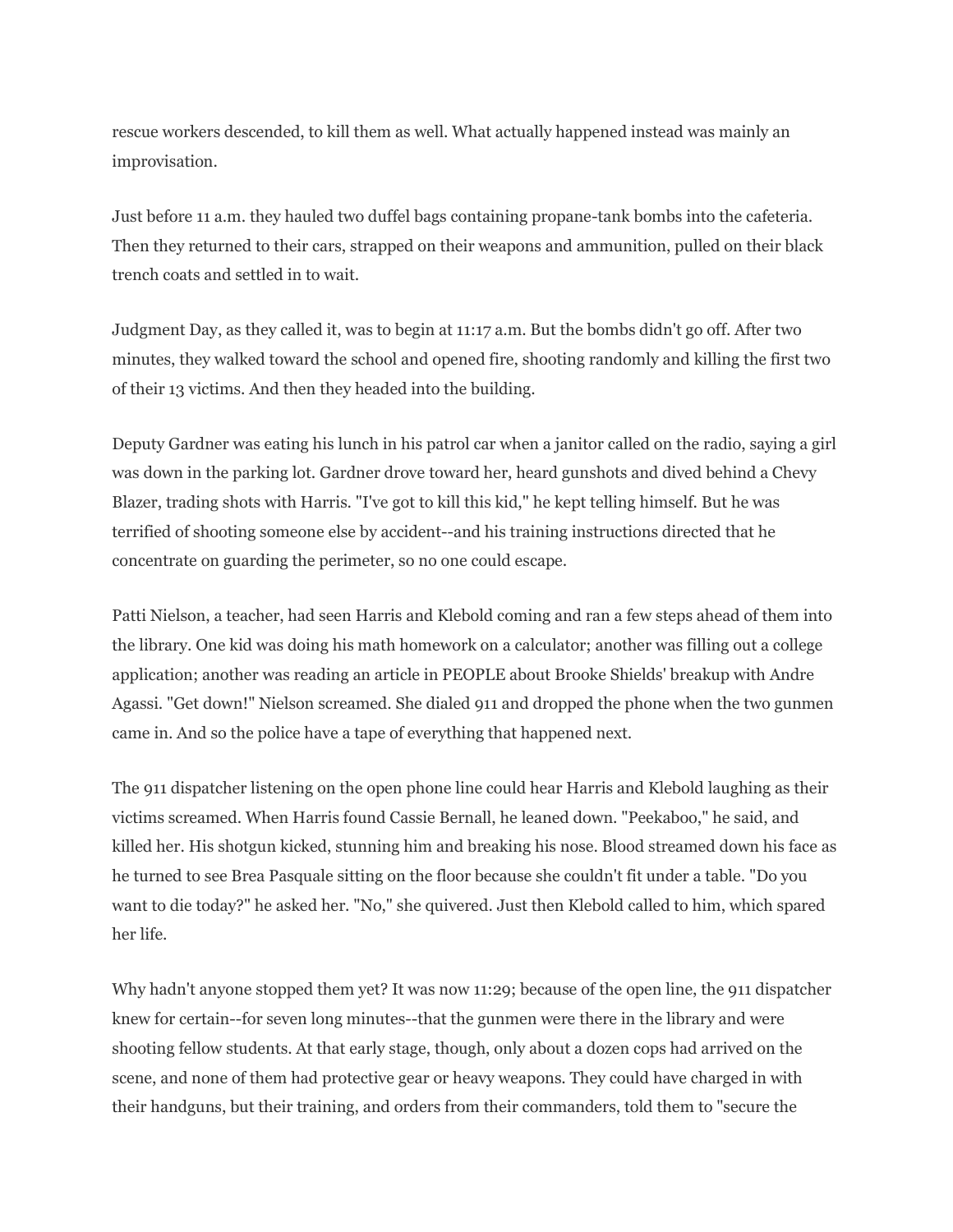rescue workers descended, to kill them as well. What actually happened instead was mainly an improvisation.

Just before 11 a.m. they hauled two duffel bags containing propane-tank bombs into the cafeteria. Then they returned to their cars, strapped on their weapons and ammunition, pulled on their black trench coats and settled in to wait.

Judgment Day, as they called it, was to begin at 11:17 a.m. But the bombs didn't go off. After two minutes, they walked toward the school and opened fire, shooting randomly and killing the first two of their 13 victims. And then they headed into the building.

Deputy Gardner was eating his lunch in his patrol car when a janitor called on the radio, saying a girl was down in the parking lot. Gardner drove toward her, heard gunshots and dived behind a Chevy Blazer, trading shots with Harris. "I've got to kill this kid," he kept telling himself. But he was terrified of shooting someone else by accident--and his training instructions directed that he concentrate on guarding the perimeter, so no one could escape.

Patti Nielson, a teacher, had seen Harris and Klebold coming and ran a few steps ahead of them into the library. One kid was doing his math homework on a calculator; another was filling out a college application; another was reading an article in PEOPLE about Brooke Shields' breakup with Andre Agassi. "Get down!" Nielson screamed. She dialed 911 and dropped the phone when the two gunmen came in. And so the police have a tape of everything that happened next.

The 911 dispatcher listening on the open phone line could hear Harris and Klebold laughing as their victims screamed. When Harris found Cassie Bernall, he leaned down. "Peekaboo," he said, and killed her. His shotgun kicked, stunning him and breaking his nose. Blood streamed down his face as he turned to see Brea Pasquale sitting on the floor because she couldn't fit under a table. "Do you want to die today?" he asked her. "No," she quivered. Just then Klebold called to him, which spared her life.

Why hadn't anyone stopped them yet? It was now 11:29; because of the open line, the 911 dispatcher knew for certain--for seven long minutes--that the gunmen were there in the library and were shooting fellow students. At that early stage, though, only about a dozen cops had arrived on the scene, and none of them had protective gear or heavy weapons. They could have charged in with their handguns, but their training, and orders from their commanders, told them to "secure the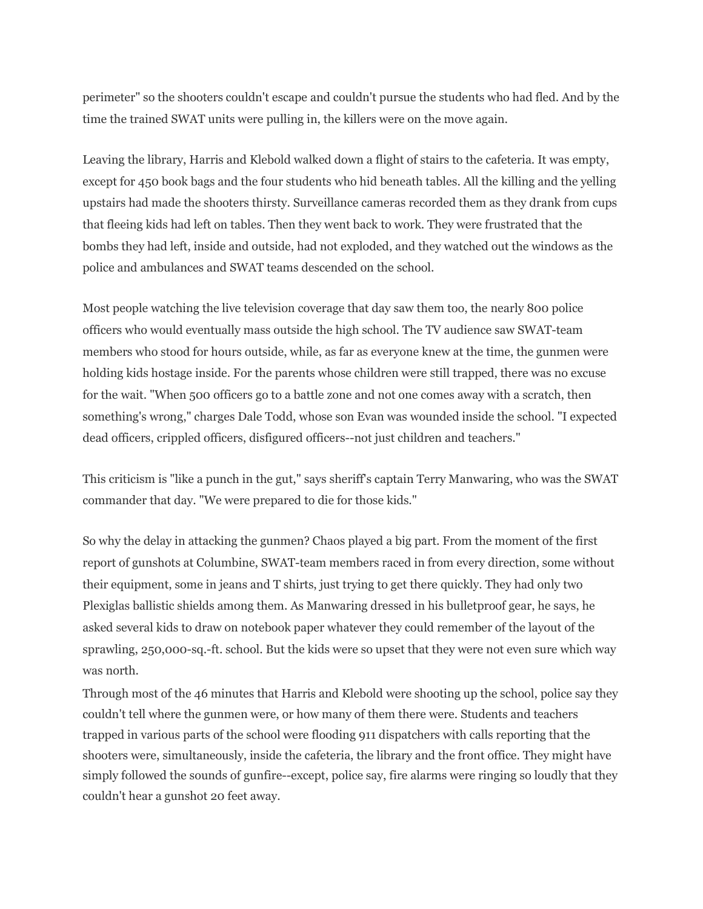perimeter" so the shooters couldn't escape and couldn't pursue the students who had fled. And by the time the trained SWAT units were pulling in, the killers were on the move again.

Leaving the library, Harris and Klebold walked down a flight of stairs to the cafeteria. It was empty, except for 450 book bags and the four students who hid beneath tables. All the killing and the yelling upstairs had made the shooters thirsty. Surveillance cameras recorded them as they drank from cups that fleeing kids had left on tables. Then they went back to work. They were frustrated that the bombs they had left, inside and outside, had not exploded, and they watched out the windows as the police and ambulances and SWAT teams descended on the school.

Most people watching the live television coverage that day saw them too, the nearly 800 police officers who would eventually mass outside the high school. The TV audience saw SWAT-team members who stood for hours outside, while, as far as everyone knew at the time, the gunmen were holding kids hostage inside. For the parents whose children were still trapped, there was no excuse for the wait. "When 500 officers go to a battle zone and not one comes away with a scratch, then something's wrong," charges Dale Todd, whose son Evan was wounded inside the school. "I expected dead officers, crippled officers, disfigured officers--not just children and teachers."

This criticism is "like a punch in the gut," says sheriff's captain Terry Manwaring, who was the SWAT commander that day. "We were prepared to die for those kids."

So why the delay in attacking the gunmen? Chaos played a big part. From the moment of the first report of gunshots at Columbine, SWAT-team members raced in from every direction, some without their equipment, some in jeans and T shirts, just trying to get there quickly. They had only two Plexiglas ballistic shields among them. As Manwaring dressed in his bulletproof gear, he says, he asked several kids to draw on notebook paper whatever they could remember of the layout of the sprawling, 250,000-sq.-ft. school. But the kids were so upset that they were not even sure which way was north.

Through most of the 46 minutes that Harris and Klebold were shooting up the school, police say they couldn't tell where the gunmen were, or how many of them there were. Students and teachers trapped in various parts of the school were flooding 911 dispatchers with calls reporting that the shooters were, simultaneously, inside the cafeteria, the library and the front office. They might have simply followed the sounds of gunfire--except, police say, fire alarms were ringing so loudly that they couldn't hear a gunshot 20 feet away.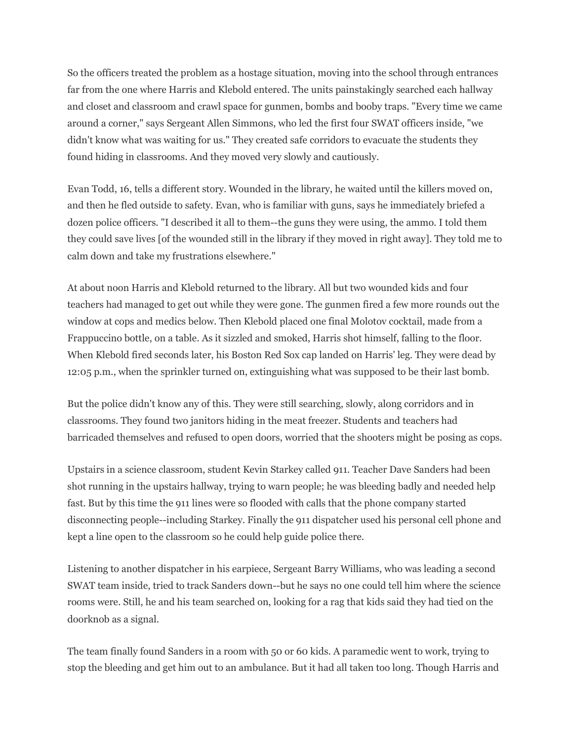So the officers treated the problem as a hostage situation, moving into the school through entrances far from the one where Harris and Klebold entered. The units painstakingly searched each hallway and closet and classroom and crawl space for gunmen, bombs and booby traps. "Every time we came around a corner," says Sergeant Allen Simmons, who led the first four SWAT officers inside, "we didn't know what was waiting for us." They created safe corridors to evacuate the students they found hiding in classrooms. And they moved very slowly and cautiously.

Evan Todd, 16, tells a different story. Wounded in the library, he waited until the killers moved on, and then he fled outside to safety. Evan, who is familiar with guns, says he immediately briefed a dozen police officers. "I described it all to them--the guns they were using, the ammo. I told them they could save lives [of the wounded still in the library if they moved in right away]. They told me to calm down and take my frustrations elsewhere."

At about noon Harris and Klebold returned to the library. All but two wounded kids and four teachers had managed to get out while they were gone. The gunmen fired a few more rounds out the window at cops and medics below. Then Klebold placed one final Molotov cocktail, made from a Frappuccino bottle, on a table. As it sizzled and smoked, Harris shot himself, falling to the floor. When Klebold fired seconds later, his Boston Red Sox cap landed on Harris' leg. They were dead by 12:05 p.m., when the sprinkler turned on, extinguishing what was supposed to be their last bomb.

But the police didn't know any of this. They were still searching, slowly, along corridors and in classrooms. They found two janitors hiding in the meat freezer. Students and teachers had barricaded themselves and refused to open doors, worried that the shooters might be posing as cops.

Upstairs in a science classroom, student Kevin Starkey called 911. Teacher Dave Sanders had been shot running in the upstairs hallway, trying to warn people; he was bleeding badly and needed help fast. But by this time the 911 lines were so flooded with calls that the phone company started disconnecting people--including Starkey. Finally the 911 dispatcher used his personal cell phone and kept a line open to the classroom so he could help guide police there.

Listening to another dispatcher in his earpiece, Sergeant Barry Williams, who was leading a second SWAT team inside, tried to track Sanders down--but he says no one could tell him where the science rooms were. Still, he and his team searched on, looking for a rag that kids said they had tied on the doorknob as a signal.

The team finally found Sanders in a room with 50 or 60 kids. A paramedic went to work, trying to stop the bleeding and get him out to an ambulance. But it had all taken too long. Though Harris and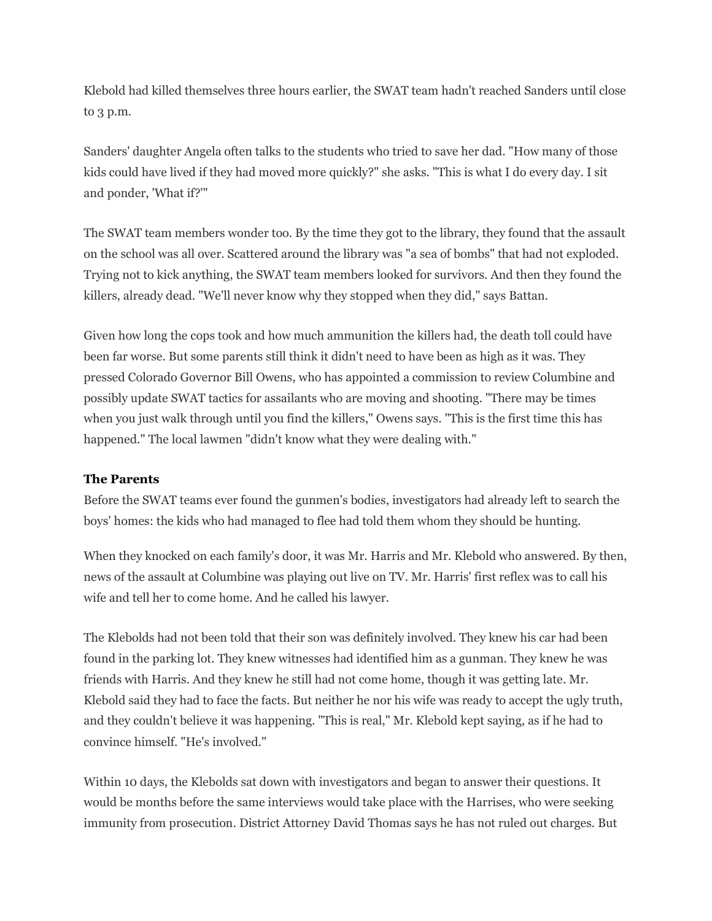Klebold had killed themselves three hours earlier, the SWAT team hadn't reached Sanders until close to 3 p.m.

Sanders' daughter Angela often talks to the students who tried to save her dad. "How many of those kids could have lived if they had moved more quickly?" she asks. "This is what I do every day. I sit and ponder, 'What if?'"

The SWAT team members wonder too. By the time they got to the library, they found that the assault on the school was all over. Scattered around the library was "a sea of bombs" that had not exploded. Trying not to kick anything, the SWAT team members looked for survivors. And then they found the killers, already dead. "We'll never know why they stopped when they did," says Battan.

Given how long the cops took and how much ammunition the killers had, the death toll could have been far worse. But some parents still think it didn't need to have been as high as it was. They pressed Colorado Governor Bill Owens, who has appointed a commission to review Columbine and possibly update SWAT tactics for assailants who are moving and shooting. "There may be times when you just walk through until you find the killers," Owens says. "This is the first time this has happened." The local lawmen "didn't know what they were dealing with."

**The Parents**

Before the SWAT teams ever found the gunmen's bodies, investigators had already left to search the boys' homes: the kids who had managed to flee had told them whom they should be hunting.

When they knocked on each family's door, it was Mr. Harris and Mr. Klebold who answered. By then, news of the assault at Columbine was playing out live on TV. Mr. Harris' first reflex was to call his wife and tell her to come home. And he called his lawyer.

The Klebolds had not been told that their son was definitely involved. They knew his car had been found in the parking lot. They knew witnesses had identified him as a gunman. They knew he was friends with Harris. And they knew he still had not come home, though it was getting late. Mr. Klebold said they had to face the facts. But neither he nor his wife was ready to accept the ugly truth, and they couldn't believe it was happening. "This is real," Mr. Klebold kept saying, as if he had to convince himself. "He's involved."

Within 10 days, the Klebolds sat down with investigators and began to answer their questions. It would be months before the same interviews would take place with the Harrises, who were seeking immunity from prosecution. District Attorney David Thomas says he has not ruled out charges. But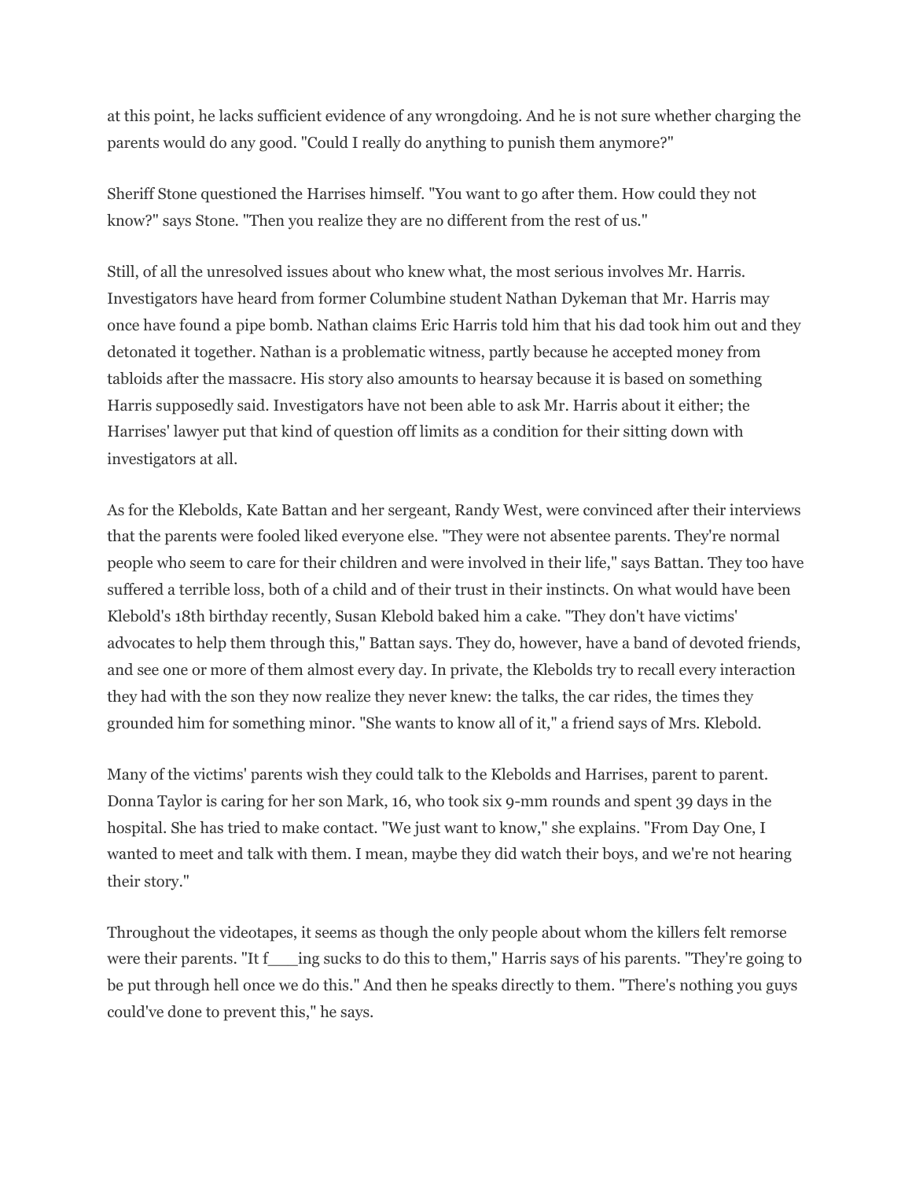at this point, he lacks sufficient evidence of any wrongdoing. And he is not sure whether charging the parents would do any good. "Could I really do anything to punish them anymore?"

Sheriff Stone questioned the Harrises himself. "You want to go after them. How could they not know?" says Stone. "Then you realize they are no different from the rest of us."

Still, of all the unresolved issues about who knew what, the most serious involves Mr. Harris. Investigators have heard from former Columbine student Nathan Dykeman that Mr. Harris may once have found a pipe bomb. Nathan claims Eric Harris told him that his dad took him out and they detonated it together. Nathan is a problematic witness, partly because he accepted money from tabloids after the massacre. His story also amounts to hearsay because it is based on something Harris supposedly said. Investigators have not been able to ask Mr. Harris about it either; the Harrises' lawyer put that kind of question off limits as a condition for their sitting down with investigators at all.

As for the Klebolds, Kate Battan and her sergeant, Randy West, were convinced after their interviews that the parents were fooled liked everyone else. "They were not absentee parents. They're normal people who seem to care for their children and were involved in their life," says Battan. They too have suffered a terrible loss, both of a child and of their trust in their instincts. On what would have been Klebold's 18th birthday recently, Susan Klebold baked him a cake. "They don't have victims' advocates to help them through this," Battan says. They do, however, have a band of devoted friends, and see one or more of them almost every day. In private, the Klebolds try to recall every interaction they had with the son they now realize they never knew: the talks, the car rides, the times they grounded him for something minor. "She wants to know all of it," a friend says of Mrs. Klebold.

Many of the victims' parents wish they could talk to the Klebolds and Harrises, parent to parent. Donna Taylor is caring for her son Mark, 16, who took six 9-mm rounds and spent 39 days in the hospital. She has tried to make contact. "We just want to know," she explains. "From Day One, I wanted to meet and talk with them. I mean, maybe they did watch their boys, and we're not hearing their story."

Throughout the videotapes, it seems as though the only people about whom the killers felt remorse were their parents. "It f___ing sucks to do this to them," Harris says of his parents. "They're going to be put through hell once we do this." And then he speaks directly to them. "There's nothing you guys could've done to prevent this," he says.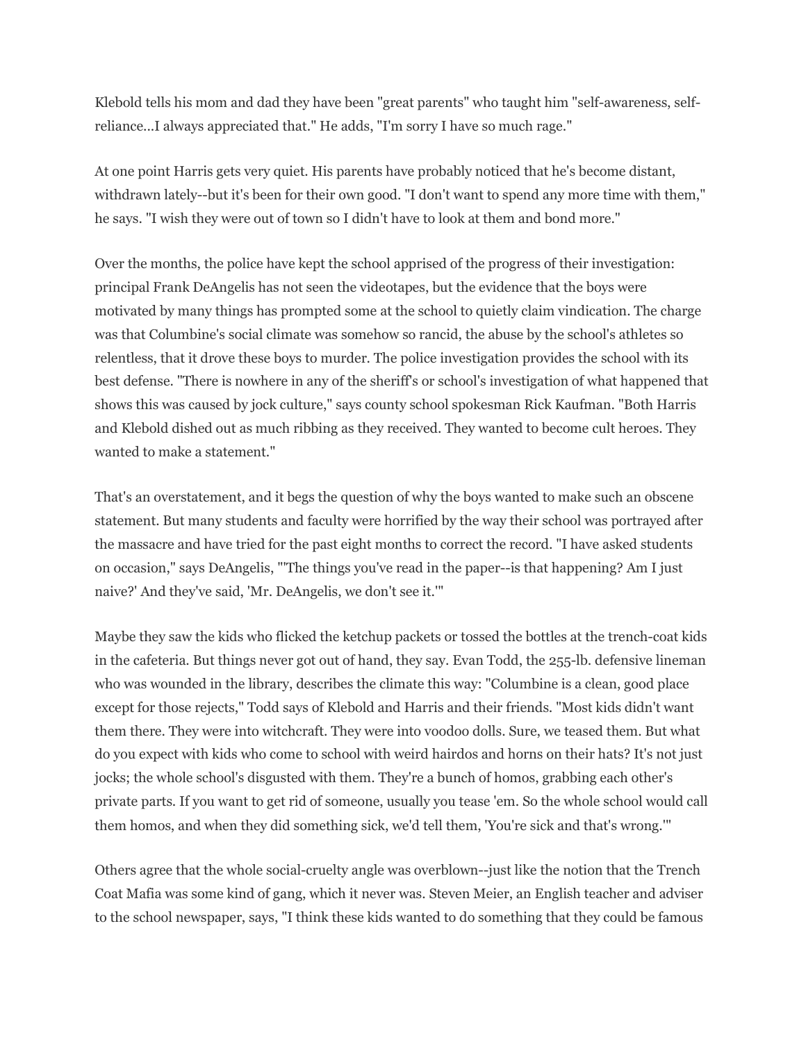Klebold tells his mom and dad they have been "great parents" who taught him "self-awareness, self-reliance...I always appreciated that." He adds, "I'm sorry I have so much rage."

At one point Harris gets very quiet. His parents have probably noticed that he's become distant, withdrawn lately--but it's been for their own good. "I don't want to spend any more time with them," he says. "I wish they were out of town so I didn't have to look at them and bond more."

Over the months, the police have kept the school apprised of the progress of their investigation: principal Frank DeAngelis has not seen the videotapes, but the evidence that the boys were motivated by many things has prompted some at the school to quietly claim vindication. The charge was that Columbine's social climate was somehow so rancid, the abuse by the school's athletes so relentless, that it drove these boys to murder. The police investigation provides the school with its best defense. "There is nowhere in any of the sheriff's or school's investigation of what happened that shows this was caused by jock culture," says county school spokesman Rick Kaufman. "Both Harris and Klebold dished out as much ribbing as they received. They wanted to become cult heroes. They wanted to make a statement."

That's an overstatement, and it begs the question of why the boys wanted to make such an obscene statement. But many students and faculty were horrified by the way their school was portrayed after the massacre and have tried for the past eight months to correct the record. "I have asked students on occasion," says DeAngelis, "'The things you've read in the paper--is that happening? Am I just naive?' And they've said, 'Mr. DeAngelis, we don't see it.'"

Maybe they saw the kids who flicked the ketchup packets or tossed the bottles at the trench-coat kids in the cafeteria. But things never got out of hand, they say. Evan Todd, the 255-lb. defensive lineman who was wounded in the library, describes the climate this way: "Columbine is a clean, good place except for those rejects," Todd says of Klebold and Harris and their friends. "Most kids didn't want them there. They were into witchcraft. They were into voodoo dolls. Sure, we teased them. But what do you expect with kids who come to school with weird hairdos and horns on their hats? It's not just jocks; the whole school's disgusted with them. They're a bunch of homos, grabbing each other's private parts. If you want to get rid of someone, usually you tease 'em. So the whole school would call them homos, and when they did something sick, we'd tell them, 'You're sick and that's wrong.'"

Others agree that the whole social-cruelty angle was overblown--just like the notion that the Trench Coat Mafia was some kind of gang, which it never was. Steven Meier, an English teacher and adviser to the school newspaper, says, "I think these kids wanted to do something that they could be famous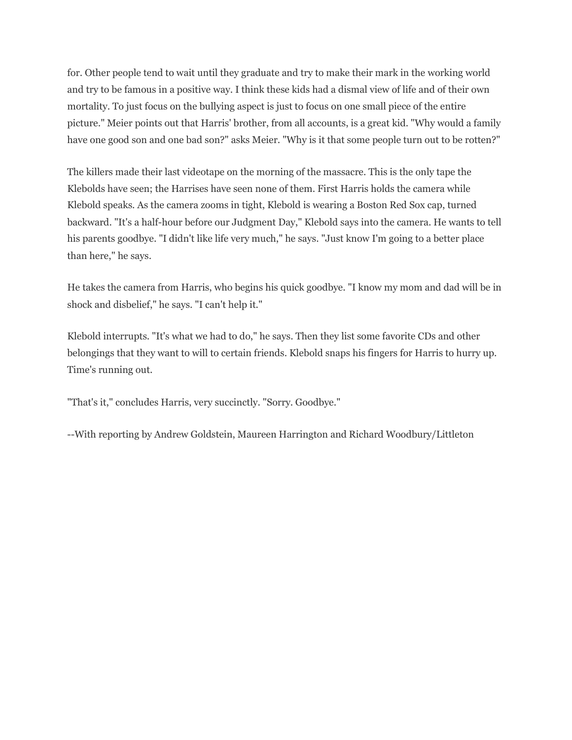for. Other people tend to wait until they graduate and try to make their mark in the working world and try to be famous in a positive way. I think these kids had a dismal view of life and of their own mortality. To just focus on the bullying aspect is just to focus on one small piece of the entire picture." Meier points out that Harris' brother, from all accounts, is a great kid. "Why would a family have one good son and one bad son?" asks Meier. "Why is it that some people turn out to be rotten?"

The killers made their last videotape on the morning of the massacre. This is the only tape the Klebolds have seen; the Harrises have seen none of them. First Harris holds the camera while Klebold speaks. As the camera zooms in tight, Klebold is wearing a Boston Red Sox cap, turned backward. "It's a half-hour before our Judgment Day," Klebold says into the camera. He wants to tell his parents goodbye. "I didn't like life very much," he says. "Just know I'm going to a better place than here," he says.

He takes the camera from Harris, who begins his quick goodbye. "I know my mom and dad will be in shock and disbelief," he says. "I can't help it."

Klebold interrupts. "It's what we had to do," he says. Then they list some favorite CDs and other belongings that they want to will to certain friends. Klebold snaps his fingers for Harris to hurry up. Time's running out.

"That's it," concludes Harris, very succinctly. "Sorry. Goodbye."

--With reporting by Andrew Goldstein, Maureen Harrington and Richard Woodbury/Littleton